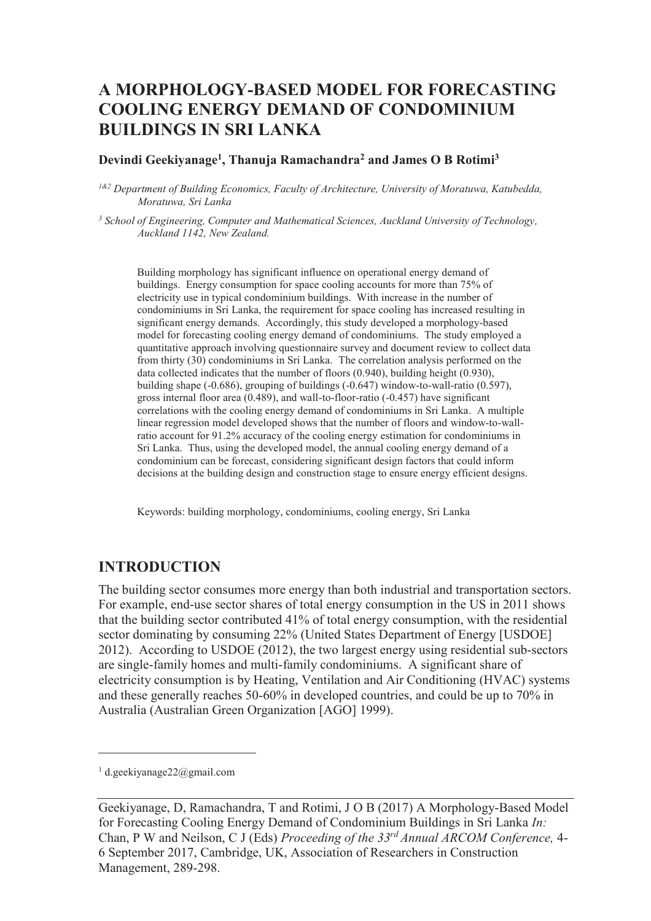# A MORPHOLOGY-BASED MODEL FOR FORECASTING COOLING ENERGY DEMAND OF CONDOMINIUM BUILDINGS IN SRI LANKA

**Devindi Geekiyanage[1], Thanuja Ramachandra[2] and James O B Rotimi[3]**

[1&2] *Department of Building Economics, Faculty of Architecture, University of Moratuwa, Katubedda, Moratuwa, Sri Lanka*

[3] *School of Engineering, Computer and Mathematical Sciences, Auckland University of Technology, Auckland 1142, New Zealand.*

Building morphology has significant influence on operational energy demand of buildings. Energy consumption for space cooling accounts for more than 75% of electricity use in typical condominium buildings. With increase in the number of condominiums in Sri Lanka, the requirement for space cooling has increased resulting in significant energy demands. Accordingly, this study developed a morphology-based model for forecasting cooling energy demand of condominiums. The study employed a quantitative approach involving questionnaire survey and document review to collect data from thirty (30) condominiums in Sri Lanka. The correlation analysis performed on the data collected indicates that the number of floors (0.940), building height (0.930), building shape (-0.686), grouping of buildings (-0.647) window-to-wall-ratio (0.597), gross internal floor area (0.489), and wall-to-floor-ratio (-0.457) have significant correlations with the cooling energy demand of condominiums in Sri Lanka. A multiple linear regression model developed shows that the number of floors and window-to-wall-ratio account for 91.2% accuracy of the cooling energy estimation for condominiums in Sri Lanka. Thus, using the developed model, the annual cooling energy demand of a condominium can be forecast, considering significant design factors that could inform decisions at the building design and construction stage to ensure energy efficient designs.

Keywords: building morphology, condominiums, cooling energy, Sri Lanka

## INTRODUCTION

The building sector consumes more energy than both industrial and transportation sectors. For example, end-use sector shares of total energy consumption in the US in 2011 shows that the building sector contributed 41% of total energy consumption, with the residential sector dominating by consuming 22% (United States Department of Energy [USDOE] 2012). According to USDOE (2012), the two largest energy using residential sub-sectors are single-family homes and multi-family condominiums. A significant share of electricity consumption is by Heating, Ventilation and Air Conditioning (HVAC) systems and these generally reaches 50-60% in developed countries, and could be up to 70% in Australia (Australian Green Organization [AGO] 1999).

---

[1] d.geekiyanage22@gmail.com

Geekiyanage, D, Ramachandra, T and Rotimi, J O B (2017) A Morphology-Based Model for Forecasting Cooling Energy Demand of Condominium Buildings in Sri Lanka *In:* Chan, P W and Neilson, C J (Eds) *Proceeding of the 33rd Annual ARCOM Conference,* 4-6 September 2017, Cambridge, UK, Association of Researchers in Construction Management, 289-298.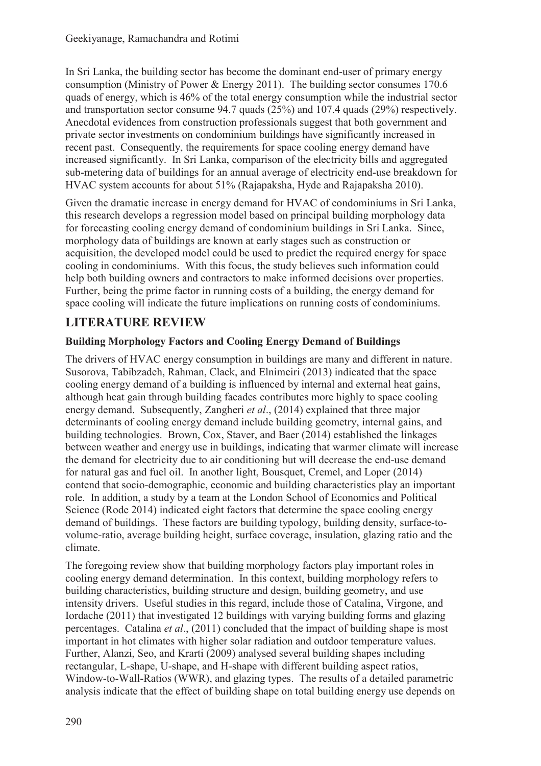In Sri Lanka, the building sector has become the dominant end-user of primary energy consumption (Ministry of Power & Energy 2011). The building sector consumes 170.6 quads of energy, which is 46% of the total energy consumption while the industrial sector and transportation sector consume 94.7 quads (25%) and 107.4 quads (29%) respectively. Anecdotal evidences from construction professionals suggest that both government and private sector investments on condominium buildings have significantly increased in recent past. Consequently, the requirements for space cooling energy demand have increased significantly. In Sri Lanka, comparison of the electricity bills and aggregated sub-metering data of buildings for an annual average of electricity end-use breakdown for HVAC system accounts for about 51% (Rajapaksha, Hyde and Rajapaksha 2010).

Given the dramatic increase in energy demand for HVAC of condominiums in Sri Lanka, this research develops a regression model based on principal building morphology data for forecasting cooling energy demand of condominium buildings in Sri Lanka. Since, morphology data of buildings are known at early stages such as construction or acquisition, the developed model could be used to predict the required energy for space cooling in condominiums. With this focus, the study believes such information could help both building owners and contractors to make informed decisions over properties. Further, being the prime factor in running costs of a building, the energy demand for space cooling will indicate the future implications on running costs of condominiums.

## LITERATURE REVIEW

### Building Morphology Factors and Cooling Energy Demand of Buildings

The drivers of HVAC energy consumption in buildings are many and different in nature. Susorova, Tabibzadeh, Rahman, Clack, and Elnimeiri (2013) indicated that the space cooling energy demand of a building is influenced by internal and external heat gains, although heat gain through building facades contributes more highly to space cooling energy demand. Subsequently, Zangheri *et al*., (2014) explained that three major determinants of cooling energy demand include building geometry, internal gains, and building technologies. Brown, Cox, Staver, and Baer (2014) established the linkages between weather and energy use in buildings, indicating that warmer climate will increase the demand for electricity due to air conditioning but will decrease the end-use demand for natural gas and fuel oil. In another light, Bousquet, Cremel, and Loper (2014) contend that socio-demographic, economic and building characteristics play an important role. In addition, a study by a team at the London School of Economics and Political Science (Rode 2014) indicated eight factors that determine the space cooling energy demand of buildings. These factors are building typology, building density, surface-to-volume-ratio, average building height, surface coverage, insulation, glazing ratio and the climate.

The foregoing review show that building morphology factors play important roles in cooling energy demand determination. In this context, building morphology refers to building characteristics, building structure and design, building geometry, and use intensity drivers. Useful studies in this regard, include those of Catalina, Virgone, and Iordache (2011) that investigated 12 buildings with varying building forms and glazing percentages. Catalina *et al*., (2011) concluded that the impact of building shape is most important in hot climates with higher solar radiation and outdoor temperature values. Further, Alanzi, Seo, and Krarti (2009) analysed several building shapes including rectangular, L-shape, U-shape, and H-shape with different building aspect ratios, Window-to-Wall-Ratios (WWR), and glazing types. The results of a detailed parametric analysis indicate that the effect of building shape on total building energy use depends on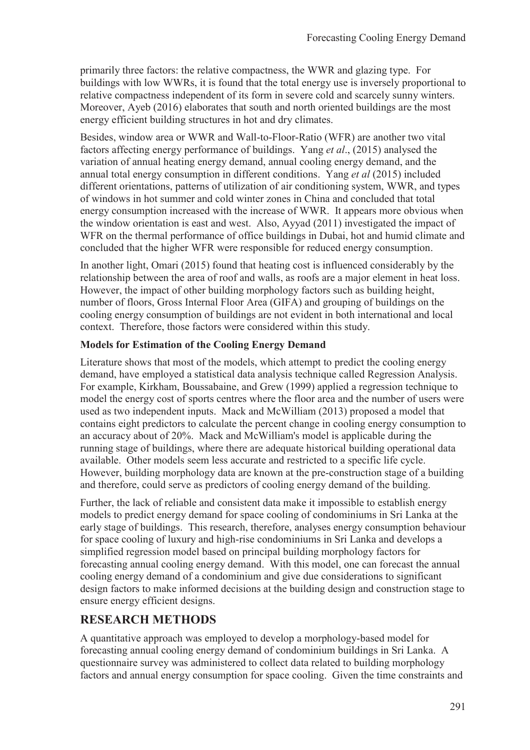primarily three factors: the relative compactness, the WWR and glazing type. For buildings with low WWRs, it is found that the total energy use is inversely proportional to relative compactness independent of its form in severe cold and scarcely sunny winters. Moreover, Ayeb (2016) elaborates that south and north oriented buildings are the most energy efficient building structures in hot and dry climates.

Besides, window area or WWR and Wall-to-Floor-Ratio (WFR) are another two vital factors affecting energy performance of buildings. Yang *et al*., (2015) analysed the variation of annual heating energy demand, annual cooling energy demand, and the annual total energy consumption in different conditions. Yang *et al* (2015) included different orientations, patterns of utilization of air conditioning system, WWR, and types of windows in hot summer and cold winter zones in China and concluded that total energy consumption increased with the increase of WWR. It appears more obvious when the window orientation is east and west. Also, Ayyad (2011) investigated the impact of WFR on the thermal performance of office buildings in Dubai, hot and humid climate and concluded that the higher WFR were responsible for reduced energy consumption.

In another light, Omari (2015) found that heating cost is influenced considerably by the relationship between the area of roof and walls, as roofs are a major element in heat loss. However, the impact of other building morphology factors such as building height, number of floors, Gross Internal Floor Area (GIFA) and grouping of buildings on the cooling energy consumption of buildings are not evident in both international and local context. Therefore, those factors were considered within this study.

### Models for Estimation of the Cooling Energy Demand

Literature shows that most of the models, which attempt to predict the cooling energy demand, have employed a statistical data analysis technique called Regression Analysis. For example, Kirkham, Boussabaine, and Grew (1999) applied a regression technique to model the energy cost of sports centres where the floor area and the number of users were used as two independent inputs. Mack and McWilliam (2013) proposed a model that contains eight predictors to calculate the percent change in cooling energy consumption to an accuracy about of 20%. Mack and McWilliam's model is applicable during the running stage of buildings, where there are adequate historical building operational data available. Other models seem less accurate and restricted to a specific life cycle. However, building morphology data are known at the pre-construction stage of a building and therefore, could serve as predictors of cooling energy demand of the building.

Further, the lack of reliable and consistent data make it impossible to establish energy models to predict energy demand for space cooling of condominiums in Sri Lanka at the early stage of buildings. This research, therefore, analyses energy consumption behaviour for space cooling of luxury and high-rise condominiums in Sri Lanka and develops a simplified regression model based on principal building morphology factors for forecasting annual cooling energy demand. With this model, one can forecast the annual cooling energy demand of a condominium and give due considerations to significant design factors to make informed decisions at the building design and construction stage to ensure energy efficient designs.

## RESEARCH METHODS

A quantitative approach was employed to develop a morphology-based model for forecasting annual cooling energy demand of condominium buildings in Sri Lanka. A questionnaire survey was administered to collect data related to building morphology factors and annual energy consumption for space cooling. Given the time constraints and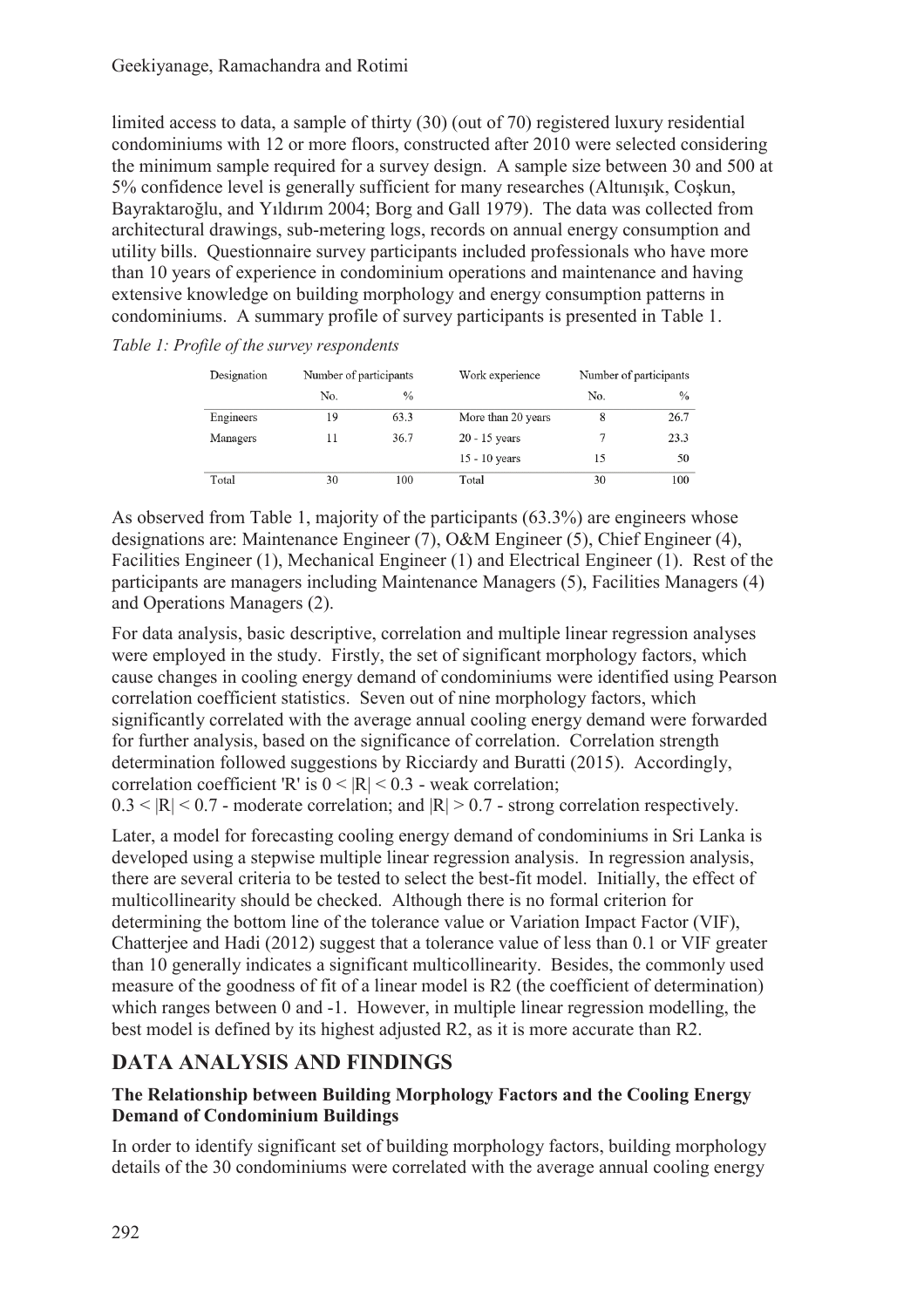limited access to data, a sample of thirty (30) (out of 70) registered luxury residential condominiums with 12 or more floors, constructed after 2010 were selected considering the minimum sample required for a survey design. A sample size between 30 and 500 at 5% confidence level is generally sufficient for many researches (Altunışık, Coşkun, Bayraktaroğlu, and Yıldırım 2004; Borg and Gall 1979). The data was collected from architectural drawings, sub-metering logs, records on annual energy consumption and utility bills. Questionnaire survey participants included professionals who have more than 10 years of experience in condominium operations and maintenance and having extensive knowledge on building morphology and energy consumption patterns in condominiums. A summary profile of survey participants is presented in Table 1.

*Table 1: Profile of the survey respondents*

| Designation | Number of participants | | Work experience | Number of participants | |
|---|---|---|---|---|---|
| | No. | % | | No. | % |
| Engineers | 19 | 63.3 | More than 20 years | 8 | 26.7 |
| Managers | 11 | 36.7 | 20 - 15 years | 7 | 23.3 |
| | | | 15 - 10 years | 15 | 50 |
| Total | 30 | 100 | Total | 30 | 100 |

As observed from Table 1, majority of the participants (63.3%) are engineers whose designations are: Maintenance Engineer (7), O&M Engineer (5), Chief Engineer (4), Facilities Engineer (1), Mechanical Engineer (1) and Electrical Engineer (1). Rest of the participants are managers including Maintenance Managers (5), Facilities Managers (4) and Operations Managers (2).

For data analysis, basic descriptive, correlation and multiple linear regression analyses were employed in the study. Firstly, the set of significant morphology factors, which cause changes in cooling energy demand of condominiums were identified using Pearson correlation coefficient statistics. Seven out of nine morphology factors, which significantly correlated with the average annual cooling energy demand were forwarded for further analysis, based on the significance of correlation. Correlation strength determination followed suggestions by Ricciardy and Buratti (2015). Accordingly, correlation coefficient 'R' is $0 < |R| < 0.3$ - weak correlation; $0.3 < |R| < 0.7$ - moderate correlation; and $|R| > 0.7$ - strong correlation respectively.

Later, a model for forecasting cooling energy demand of condominiums in Sri Lanka is developed using a stepwise multiple linear regression analysis. In regression analysis, there are several criteria to be tested to select the best-fit model. Initially, the effect of multicollinearity should be checked. Although there is no formal criterion for determining the bottom line of the tolerance value or Variation Impact Factor (VIF), Chatterjee and Hadi (2012) suggest that a tolerance value of less than 0.1 or VIF greater than 10 generally indicates a significant multicollinearity. Besides, the commonly used measure of the goodness of fit of a linear model is R2 (the coefficient of determination) which ranges between 0 and -1. However, in multiple linear regression modelling, the best model is defined by its highest adjusted R2, as it is more accurate than R2.

# DATA ANALYSIS AND FINDINGS

## The Relationship between Building Morphology Factors and the Cooling Energy Demand of Condominium Buildings

In order to identify significant set of building morphology factors, building morphology details of the 30 condominiums were correlated with the average annual cooling energy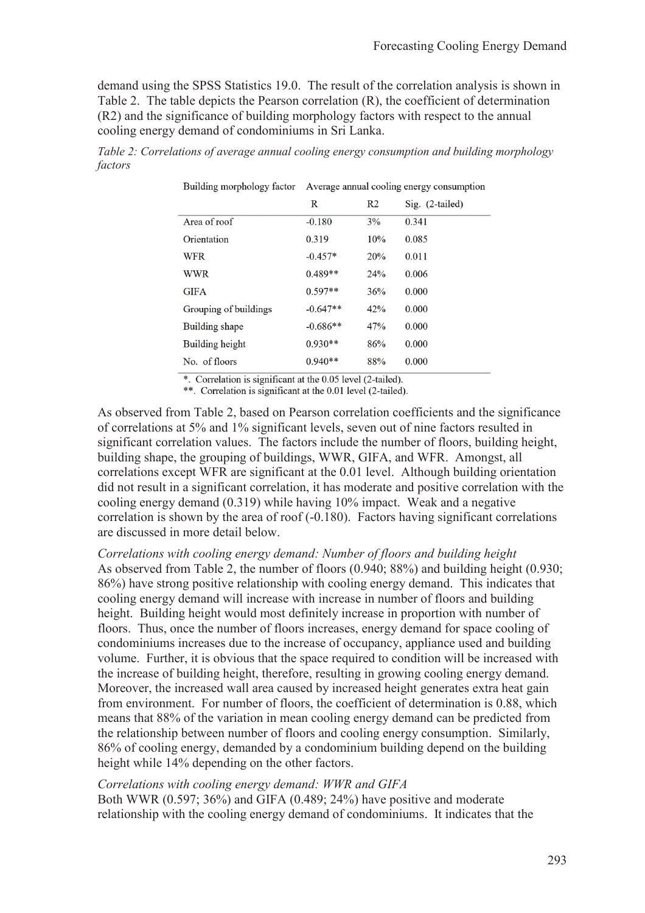demand using the SPSS Statistics 19.0. The result of the correlation analysis is shown in Table 2. The table depicts the Pearson correlation (R), the coefficient of determination (R2) and the significance of building morphology factors with respect to the annual cooling energy demand of condominiums in Sri Lanka.

*Table 2: Correlations of average annual cooling energy consumption and building morphology factors*

| Building morphology factor | Average annual cooling energy consumption | | |
|---|---|---|---|
| | R | R2 | Sig. (2-tailed) |
| Area of roof | -0.180 | 3% | 0.341 |
| Orientation | 0.319 | 10% | 0.085 |
| WFR | -0.457* | 20% | 0.011 |
| WWR | 0.489** | 24% | 0.006 |
| GIFA | 0.597** | 36% | 0.000 |
| Grouping of buildings | -0.647** | 42% | 0.000 |
| Building shape | -0.686** | 47% | 0.000 |
| Building height | 0.930** | 86% | 0.000 |
| No. of floors | 0.940** | 88% | 0.000 |

*. Correlation is significant at the 0.05 level (2-tailed).
**. Correlation is significant at the 0.01 level (2-tailed).

As observed from Table 2, based on Pearson correlation coefficients and the significance of correlations at 5% and 1% significant levels, seven out of nine factors resulted in significant correlation values. The factors include the number of floors, building height, building shape, the grouping of buildings, WWR, GIFA, and WFR. Amongst, all correlations except WFR are significant at the 0.01 level. Although building orientation did not result in a significant correlation, it has moderate and positive correlation with the cooling energy demand (0.319) while having 10% impact. Weak and a negative correlation is shown by the area of roof (-0.180). Factors having significant correlations are discussed in more detail below.

*Correlations with cooling energy demand: Number of floors and building height*

As observed from Table 2, the number of floors (0.940; 88%) and building height (0.930; 86%) have strong positive relationship with cooling energy demand. This indicates that cooling energy demand will increase with increase in number of floors and building height. Building height would most definitely increase in proportion with number of floors. Thus, once the number of floors increases, energy demand for space cooling of condominiums increases due to the increase of occupancy, appliance used and building volume. Further, it is obvious that the space required to condition will be increased with the increase of building height, therefore, resulting in growing cooling energy demand. Moreover, the increased wall area caused by increased height generates extra heat gain from environment. For number of floors, the coefficient of determination is 0.88, which means that 88% of the variation in mean cooling energy demand can be predicted from the relationship between number of floors and cooling energy consumption. Similarly, 86% of cooling energy, demanded by a condominium building depend on the building height while 14% depending on the other factors.

*Correlations with cooling energy demand: WWR and GIFA*

Both WWR (0.597; 36%) and GIFA (0.489; 24%) have positive and moderate relationship with the cooling energy demand of condominiums. It indicates that the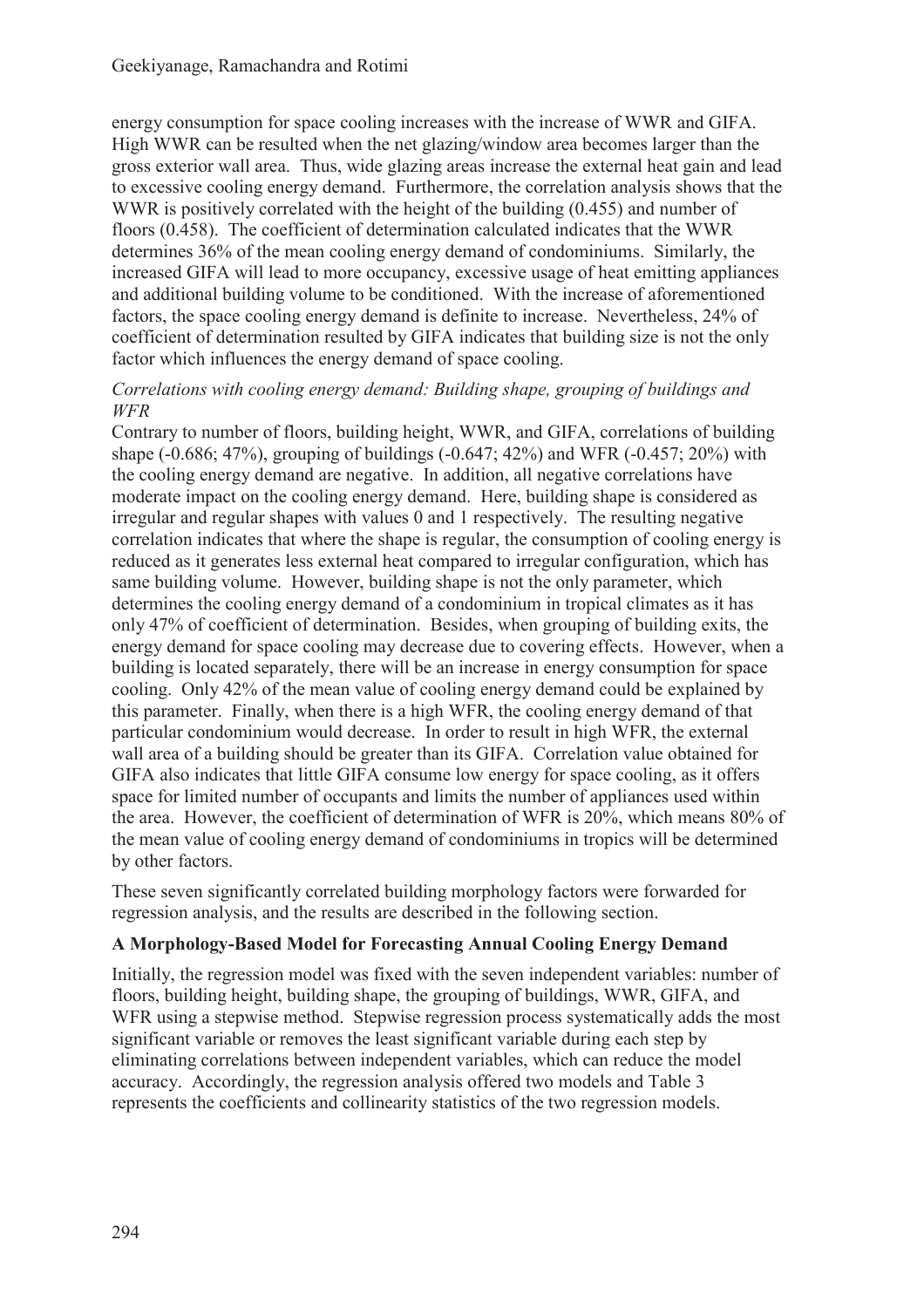energy consumption for space cooling increases with the increase of WWR and GIFA. High WWR can be resulted when the net glazing/window area becomes larger than the gross exterior wall area. Thus, wide glazing areas increase the external heat gain and lead to excessive cooling energy demand. Furthermore, the correlation analysis shows that the WWR is positively correlated with the height of the building (0.455) and number of floors (0.458). The coefficient of determination calculated indicates that the WWR determines 36% of the mean cooling energy demand of condominiums. Similarly, the increased GIFA will lead to more occupancy, excessive usage of heat emitting appliances and additional building volume to be conditioned. With the increase of aforementioned factors, the space cooling energy demand is definite to increase. Nevertheless, 24% of coefficient of determination resulted by GIFA indicates that building size is not the only factor which influences the energy demand of space cooling.

*Correlations with cooling energy demand: Building shape, grouping of buildings and WFR*

Contrary to number of floors, building height, WWR, and GIFA, correlations of building shape (-0.686; 47%), grouping of buildings (-0.647; 42%) and WFR (-0.457; 20%) with the cooling energy demand are negative. In addition, all negative correlations have moderate impact on the cooling energy demand. Here, building shape is considered as irregular and regular shapes with values 0 and 1 respectively. The resulting negative correlation indicates that where the shape is regular, the consumption of cooling energy is reduced as it generates less external heat compared to irregular configuration, which has same building volume. However, building shape is not the only parameter, which determines the cooling energy demand of a condominium in tropical climates as it has only 47% of coefficient of determination. Besides, when grouping of building exits, the energy demand for space cooling may decrease due to covering effects. However, when a building is located separately, there will be an increase in energy consumption for space cooling. Only 42% of the mean value of cooling energy demand could be explained by this parameter. Finally, when there is a high WFR, the cooling energy demand of that particular condominium would decrease. In order to result in high WFR, the external wall area of a building should be greater than its GIFA. Correlation value obtained for GIFA also indicates that little GIFA consume low energy for space cooling, as it offers space for limited number of occupants and limits the number of appliances used within the area. However, the coefficient of determination of WFR is 20%, which means 80% of the mean value of cooling energy demand of condominiums in tropics will be determined by other factors.

These seven significantly correlated building morphology factors were forwarded for regression analysis, and the results are described in the following section.

## A Morphology-Based Model for Forecasting Annual Cooling Energy Demand

Initially, the regression model was fixed with the seven independent variables: number of floors, building height, building shape, the grouping of buildings, WWR, GIFA, and WFR using a stepwise method. Stepwise regression process systematically adds the most significant variable or removes the least significant variable during each step by eliminating correlations between independent variables, which can reduce the model accuracy. Accordingly, the regression analysis offered two models and Table 3 represents the coefficients and collinearity statistics of the two regression models.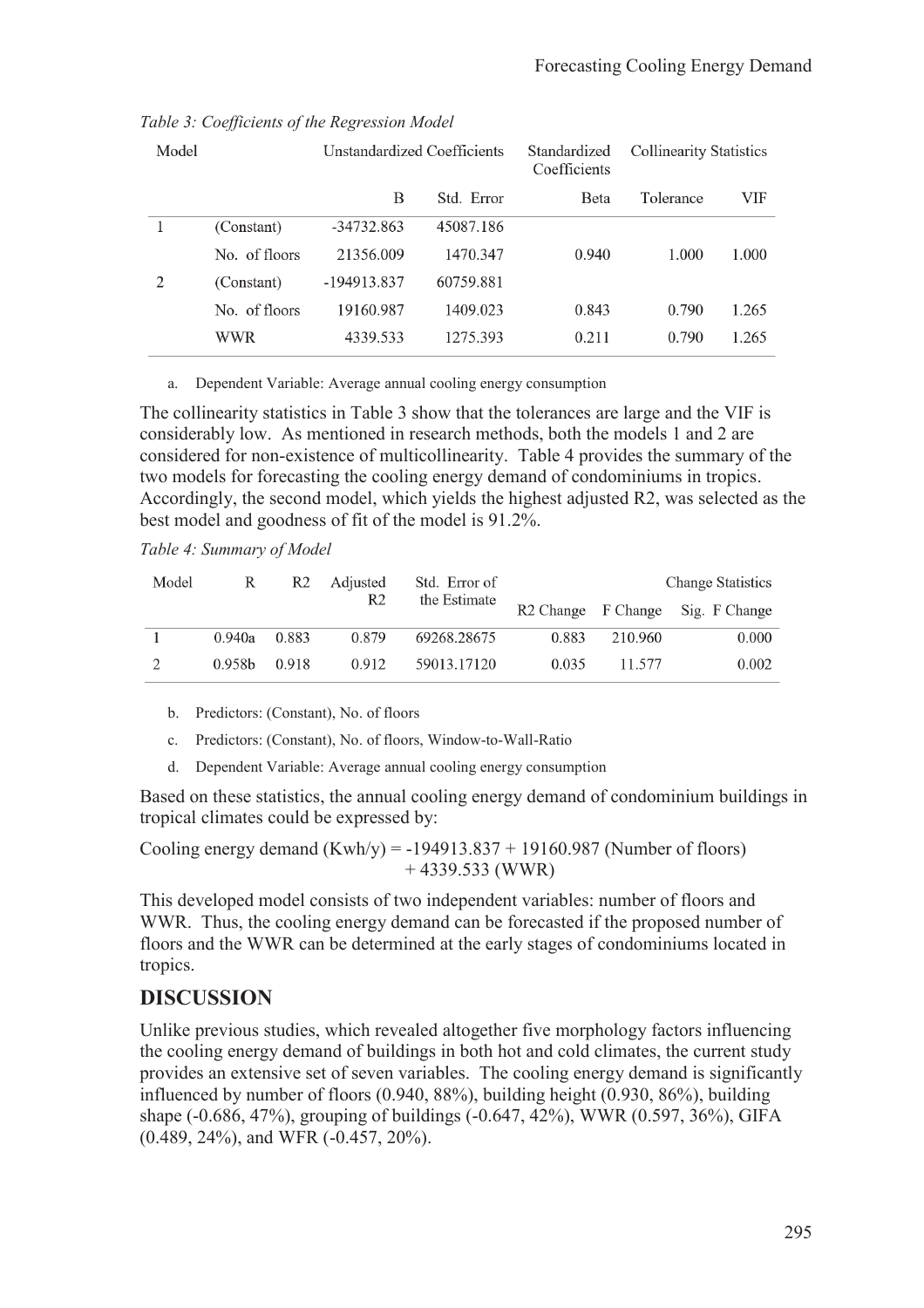*Table 3: Coefficients of the Regression Model*

| Model | | Unstandardized Coefficients | | Standardized Coefficients | Collinearity Statistics | |
|---|---|---|---|---|---|---|
| | | B | Std. Error | Beta | Tolerance | VIF |
| 1 | (Constant) | -34732.863 | 45087.186 | | | |
| | No. of floors | 21356.009 | 1470.347 | 0.940 | 1.000 | 1.000 |
| 2 | (Constant) | -194913.837 | 60759.881 | | | |
| | No. of floors | 19160.987 | 1409.023 | 0.843 | 0.790 | 1.265 |
| | WWR | 4339.533 | 1275.393 | 0.211 | 0.790 | 1.265 |

a. Dependent Variable: Average annual cooling energy consumption

The collinearity statistics in Table 3 show that the tolerances are large and the VIF is considerably low. As mentioned in research methods, both the models 1 and 2 are considered for non-existence of multicollinearity. Table 4 provides the summary of the two models for forecasting the cooling energy demand of condominiums in tropics. Accordingly, the second model, which yields the highest adjusted R2, was selected as the best model and goodness of fit of the model is 91.2%.

*Table 4: Summary of Model*

| Model | R | R2 | Adjusted R2 | Std. Error of the Estimate | Change Statistics | | |
|---|---|---|---|---|---|---|---|
| | | | | | R2 Change | F Change | Sig. F Change |
| 1 | 0.940a | 0.883 | 0.879 | 69268.28675 | 0.883 | 210.960 | 0.000 |
| 2 | 0.958b | 0.918 | 0.912 | 59013.17120 | 0.035 | 11.577 | 0.002 |

b. Predictors: (Constant), No. of floors

c. Predictors: (Constant), No. of floors, Window-to-Wall-Ratio

d. Dependent Variable: Average annual cooling energy consumption

Based on these statistics, the annual cooling energy demand of condominium buildings in tropical climates could be expressed by:

$$\text{Cooling energy demand (Kwh/y)} = -194913.837 + 19160.987 \text{ (Number of floors)} + 4339.533 \text{ (WWR)}$$

This developed model consists of two independent variables: number of floors and WWR. Thus, the cooling energy demand can be forecasted if the proposed number of floors and the WWR can be determined at the early stages of condominiums located in tropics.

## DISCUSSION

Unlike previous studies, which revealed altogether five morphology factors influencing the cooling energy demand of buildings in both hot and cold climates, the current study provides an extensive set of seven variables. The cooling energy demand is significantly influenced by number of floors (0.940, 88%), building height (0.930, 86%), building shape (-0.686, 47%), grouping of buildings (-0.647, 42%), WWR (0.597, 36%), GIFA (0.489, 24%), and WFR (-0.457, 20%).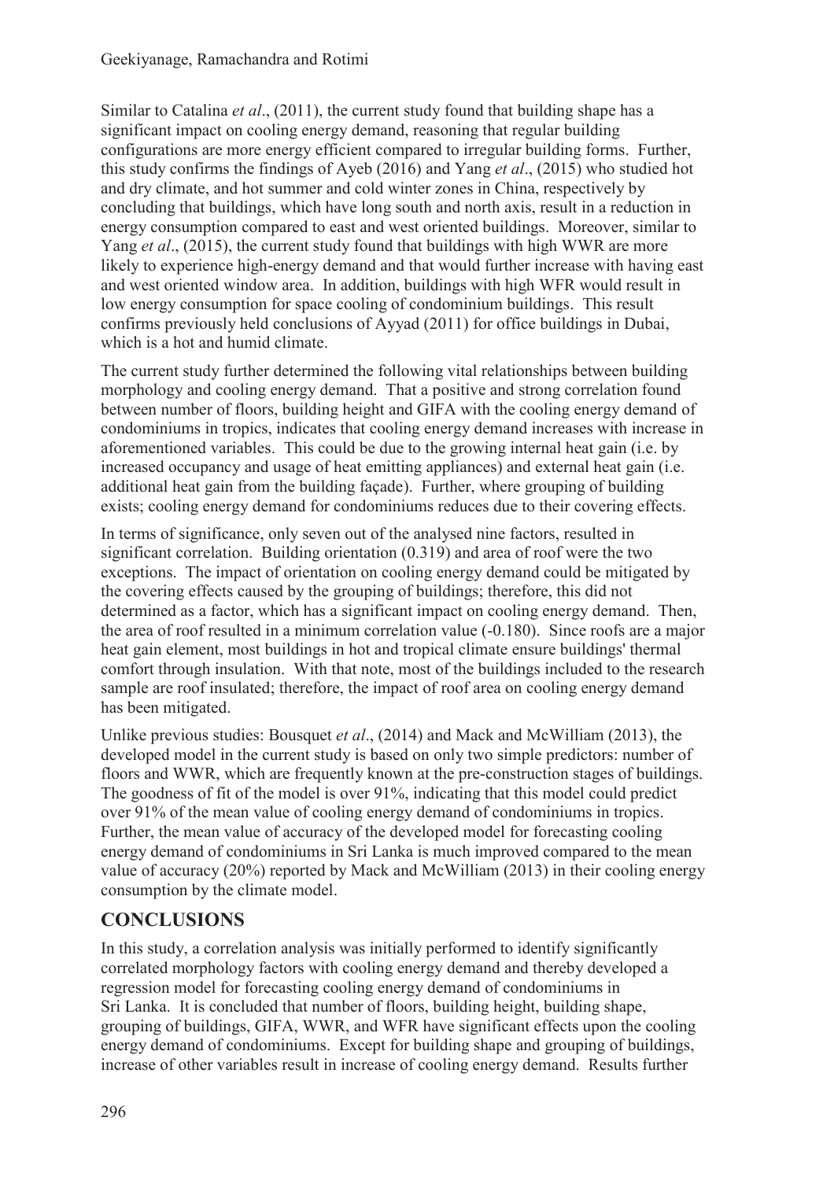Similar to Catalina *et al*., (2011), the current study found that building shape has a significant impact on cooling energy demand, reasoning that regular building configurations are more energy efficient compared to irregular building forms. Further, this study confirms the findings of Ayeb (2016) and Yang *et al*., (2015) who studied hot and dry climate, and hot summer and cold winter zones in China, respectively by concluding that buildings, which have long south and north axis, result in a reduction in energy consumption compared to east and west oriented buildings. Moreover, similar to Yang *et al*., (2015), the current study found that buildings with high WWR are more likely to experience high-energy demand and that would further increase with having east and west oriented window area. In addition, buildings with high WFR would result in low energy consumption for space cooling of condominium buildings. This result confirms previously held conclusions of Ayyad (2011) for office buildings in Dubai, which is a hot and humid climate.

The current study further determined the following vital relationships between building morphology and cooling energy demand. That a positive and strong correlation found between number of floors, building height and GIFA with the cooling energy demand of condominiums in tropics, indicates that cooling energy demand increases with increase in aforementioned variables. This could be due to the growing internal heat gain (i.e. by increased occupancy and usage of heat emitting appliances) and external heat gain (i.e. additional heat gain from the building façade). Further, where grouping of building exists; cooling energy demand for condominiums reduces due to their covering effects.

In terms of significance, only seven out of the analysed nine factors, resulted in significant correlation. Building orientation (0.319) and area of roof were the two exceptions. The impact of orientation on cooling energy demand could be mitigated by the covering effects caused by the grouping of buildings; therefore, this did not determined as a factor, which has a significant impact on cooling energy demand. Then, the area of roof resulted in a minimum correlation value (-0.180). Since roofs are a major heat gain element, most buildings in hot and tropical climate ensure buildings' thermal comfort through insulation. With that note, most of the buildings included to the research sample are roof insulated; therefore, the impact of roof area on cooling energy demand has been mitigated.

Unlike previous studies: Bousquet *et al*., (2014) and Mack and McWilliam (2013), the developed model in the current study is based on only two simple predictors: number of floors and WWR, which are frequently known at the pre-construction stages of buildings. The goodness of fit of the model is over 91%, indicating that this model could predict over 91% of the mean value of cooling energy demand of condominiums in tropics. Further, the mean value of accuracy of the developed model for forecasting cooling energy demand of condominiums in Sri Lanka is much improved compared to the mean value of accuracy (20%) reported by Mack and McWilliam (2013) in their cooling energy consumption by the climate model.

## CONCLUSIONS

In this study, a correlation analysis was initially performed to identify significantly correlated morphology factors with cooling energy demand and thereby developed a regression model for forecasting cooling energy demand of condominiums in Sri Lanka. It is concluded that number of floors, building height, building shape, grouping of buildings, GIFA, WWR, and WFR have significant effects upon the cooling energy demand of condominiums. Except for building shape and grouping of buildings, increase of other variables result in increase of cooling energy demand. Results further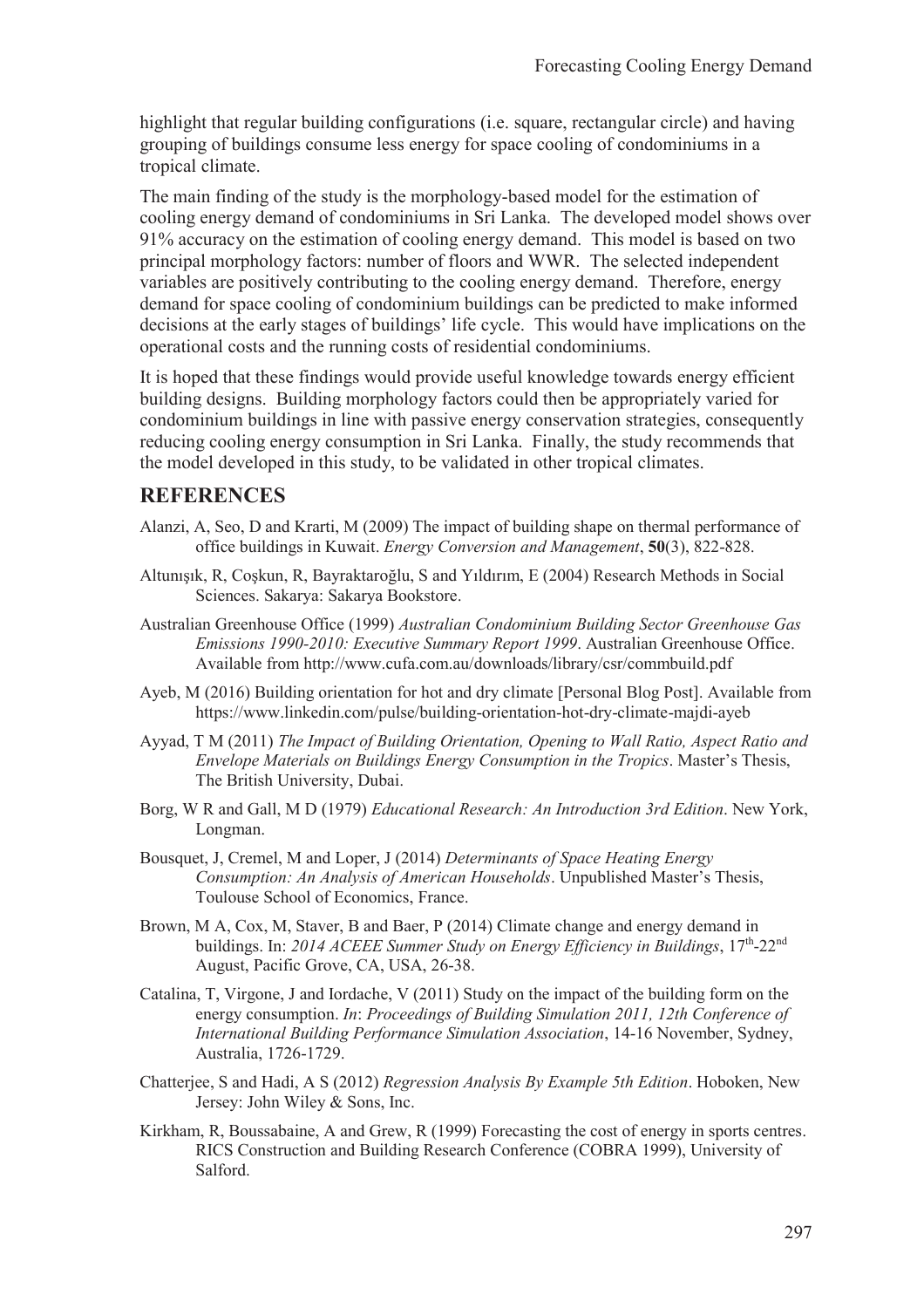highlight that regular building configurations (i.e. square, rectangular circle) and having grouping of buildings consume less energy for space cooling of condominiums in a tropical climate.

The main finding of the study is the morphology-based model for the estimation of cooling energy demand of condominiums in Sri Lanka. The developed model shows over 91% accuracy on the estimation of cooling energy demand. This model is based on two principal morphology factors: number of floors and WWR. The selected independent variables are positively contributing to the cooling energy demand. Therefore, energy demand for space cooling of condominium buildings can be predicted to make informed decisions at the early stages of buildings' life cycle. This would have implications on the operational costs and the running costs of residential condominiums.

It is hoped that these findings would provide useful knowledge towards energy efficient building designs. Building morphology factors could then be appropriately varied for condominium buildings in line with passive energy conservation strategies, consequently reducing cooling energy consumption in Sri Lanka. Finally, the study recommends that the model developed in this study, to be validated in other tropical climates.

## REFERENCES

Alanzi, A, Seo, D and Krarti, M (2009) The impact of building shape on thermal performance of office buildings in Kuwait. *Energy Conversion and Management*, **50**(3), 822-828.

Altunışık, R, Coşkun, R, Bayraktaroğlu, S and Yıldırım, E (2004) Research Methods in Social Sciences. Sakarya: Sakarya Bookstore.

Australian Greenhouse Office (1999) *Australian Condominium Building Sector Greenhouse Gas Emissions 1990-2010: Executive Summary Report 1999*. Australian Greenhouse Office. Available from http://www.cufa.com.au/downloads/library/csr/commbuild.pdf

Ayeb, M (2016) Building orientation for hot and dry climate [Personal Blog Post]. Available from https://www.linkedin.com/pulse/building-orientation-hot-dry-climate-majdi-ayeb

Ayyad, T M (2011) *The Impact of Building Orientation, Opening to Wall Ratio, Aspect Ratio and Envelope Materials on Buildings Energy Consumption in the Tropics*. Master's Thesis, The British University, Dubai.

Borg, W R and Gall, M D (1979) *Educational Research: An Introduction 3rd Edition*. New York, Longman.

Bousquet, J, Cremel, M and Loper, J (2014) *Determinants of Space Heating Energy Consumption: An Analysis of American Households*. Unpublished Master's Thesis, Toulouse School of Economics, France.

Brown, M A, Cox, M, Staver, B and Baer, P (2014) Climate change and energy demand in buildings. In: *2014 ACEEE Summer Study on Energy Efficiency in Buildings*, 17th-22nd August, Pacific Grove, CA, USA, 26-38.

Catalina, T, Virgone, J and Iordache, V (2011) Study on the impact of the building form on the energy consumption. *In*: *Proceedings of Building Simulation 2011, 12th Conference of International Building Performance Simulation Association*, 14-16 November, Sydney, Australia, 1726-1729.

Chatterjee, S and Hadi, A S (2012) *Regression Analysis By Example 5th Edition*. Hoboken, New Jersey: John Wiley & Sons, Inc.

Kirkham, R, Boussabaine, A and Grew, R (1999) Forecasting the cost of energy in sports centres. RICS Construction and Building Research Conference (COBRA 1999), University of Salford.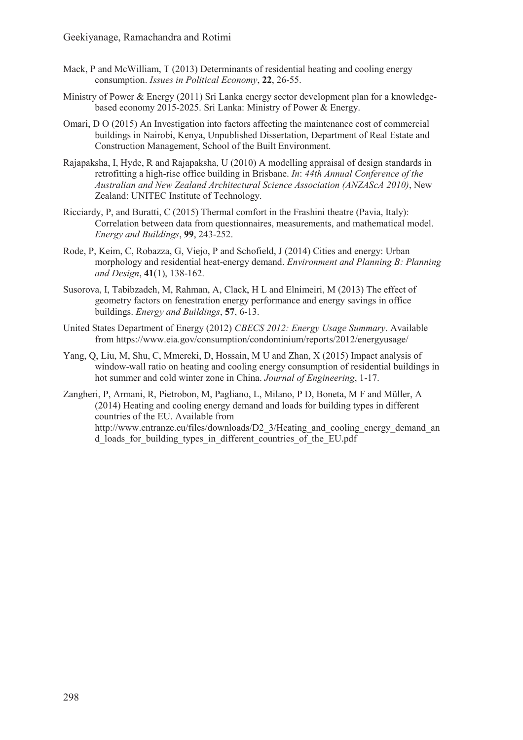Mack, P and McWilliam, T (2013) Determinants of residential heating and cooling energy consumption. *Issues in Political Economy*, **22**, 26-55.

Ministry of Power & Energy (2011) Sri Lanka energy sector development plan for a knowledge-based economy 2015-2025. Sri Lanka: Ministry of Power & Energy.

Omari, D O (2015) An Investigation into factors affecting the maintenance cost of commercial buildings in Nairobi, Kenya, Unpublished Dissertation, Department of Real Estate and Construction Management, School of the Built Environment.

Rajapaksha, I, Hyde, R and Rajapaksha, U (2010) A modelling appraisal of design standards in retrofitting a high-rise office building in Brisbane. *In*: *44th Annual Conference of the Australian and New Zealand Architectural Science Association (ANZAScA 2010)*, New Zealand: UNITEC Institute of Technology.

Ricciardy, P, and Buratti, C (2015) Thermal comfort in the Frashini theatre (Pavia, Italy): Correlation between data from questionnaires, measurements, and mathematical model. *Energy and Buildings*, **99**, 243-252.

Rode, P, Keim, C, Robazza, G, Viejo, P and Schofield, J (2014) Cities and energy: Urban morphology and residential heat-energy demand. *Environment and Planning B: Planning and Design*, **41**(1), 138-162.

Susorova, I, Tabibzadeh, M, Rahman, A, Clack, H L and Elnimeiri, M (2013) The effect of geometry factors on fenestration energy performance and energy savings in office buildings. *Energy and Buildings*, **57**, 6-13.

United States Department of Energy (2012) *CBECS 2012: Energy Usage Summary*. Available from https://www.eia.gov/consumption/condominium/reports/2012/energyusage/

Yang, Q, Liu, M, Shu, C, Mmereki, D, Hossain, M U and Zhan, X (2015) Impact analysis of window-wall ratio on heating and cooling energy consumption of residential buildings in hot summer and cold winter zone in China. *Journal of Engineering*, 1-17.

Zangheri, P, Armani, R, Pietrobon, M, Pagliano, L, Milano, P D, Boneta, M F and Müller, A (2014) Heating and cooling energy demand and loads for building types in different countries of the EU. Available from http://www.entranze.eu/files/downloads/D2_3/Heating_and_cooling_energy_demand_and_loads_for_building_types_in_different_countries_of_the_EU.pdf